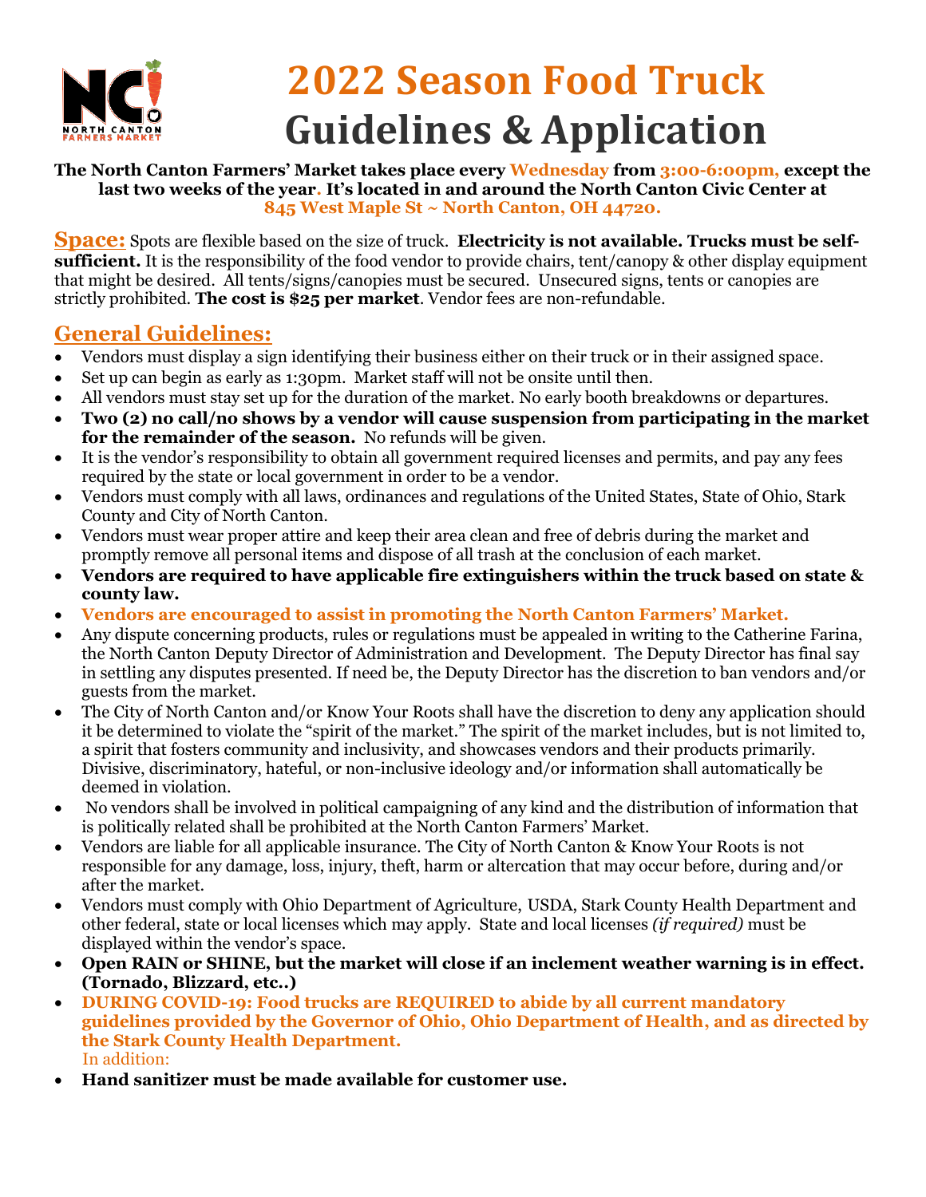# 2022 Season Food Truck Guidelines & Application

**The North Canton Farmers' Market takes place every Wednesday from 3:00-6:00pm, except the last two weeks of the year. It's located in and around the North Canton Civic Center at 845 West Maple St ~ North Canton, OH 44720.**

**Space:** Spots are flexible based on the size of truck. **Electricity is not available. Trucks must be self-sufficient.** It is the responsibility of the food vendor to provide chairs, tent/canopy & other display equipment that might be desired. All tents/signs/canopies must be secured. Unsecured signs, tents or canopies are strictly prohibited. **The cost is $25 per market**. Vendor fees are non-refundable.

## General Guidelines:

- Vendors must display a sign identifying their business either on their truck or in their assigned space.
- Set up can begin as early as 1:30pm. Market staff will not be onsite until then.
- All vendors must stay set up for the duration of the market. No early booth breakdowns or departures.
- **Two (2) no call/no shows by a vendor will cause suspension from participating in the market for the remainder of the season.** No refunds will be given.
- It is the vendor's responsibility to obtain all government required licenses and permits, and pay any fees required by the state or local government in order to be a vendor.
- Vendors must comply with all laws, ordinances and regulations of the United States, State of Ohio, Stark County and City of North Canton.
- Vendors must wear proper attire and keep their area clean and free of debris during the market and promptly remove all personal items and dispose of all trash at the conclusion of each market.
- **Vendors are required to have applicable fire extinguishers within the truck based on state & county law.**
- **Vendors are encouraged to assist in promoting the North Canton Farmers' Market.**
- Any dispute concerning products, rules or regulations must be appealed in writing to the Catherine Farina, the North Canton Deputy Director of Administration and Development. The Deputy Director has final say in settling any disputes presented. If need be, the Deputy Director has the discretion to ban vendors and/or guests from the market.
- The City of North Canton and/or Know Your Roots shall have the discretion to deny any application should it be determined to violate the "spirit of the market." The spirit of the market includes, but is not limited to, a spirit that fosters community and inclusivity, and showcases vendors and their products primarily. Divisive, discriminatory, hateful, or non-inclusive ideology and/or information shall automatically be deemed in violation.
- No vendors shall be involved in political campaigning of any kind and the distribution of information that is politically related shall be prohibited at the North Canton Farmers' Market.
- Vendors are liable for all applicable insurance. The City of North Canton & Know Your Roots is not responsible for any damage, loss, injury, theft, harm or altercation that may occur before, during and/or after the market.
- Vendors must comply with Ohio Department of Agriculture, USDA, Stark County Health Department and other federal, state or local licenses which may apply. State and local licenses *(if required)* must be displayed within the vendor's space.
- **Open RAIN or SHINE, but the market will close if an inclement weather warning is in effect. (Tornado, Blizzard, etc..)**
- **DURING COVID-19: Food trucks are REQUIRED to abide by all current mandatory guidelines provided by the Governor of Ohio, Ohio Department of Health, and as directed by the Stark County Health Department.**
  In addition:
- **Hand sanitizer must be made available for customer use.**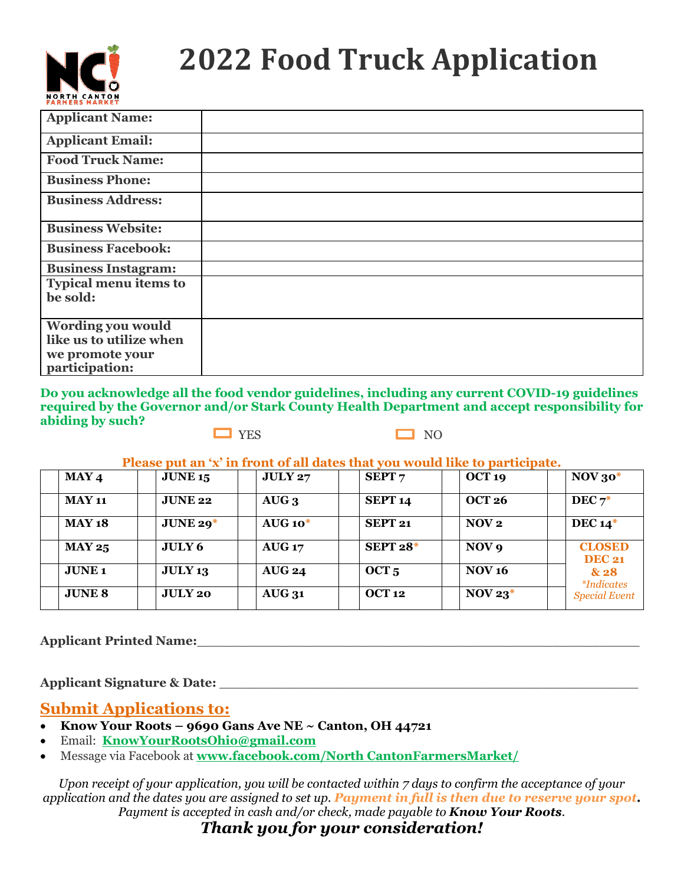# 2022 Food Truck Application

| | |
|---|---|
| **Applicant Name:** | |
| **Applicant Email:** | |
| **Food Truck Name:** | |
| **Business Phone:** | |
| **Business Address:** | |
| **Business Website:** | |
| **Business Facebook:** | |
| **Business Instagram:** | |
| **Typical menu items to be sold:** | |
| **Wording you would like us to utilize when we promote your participation:** | |

**Do you acknowledge all the food vendor guidelines, including any current COVID-19 guidelines required by the Governor and/or Stark County Health Department and accept responsibility for abiding by such?**

☐ YES ☐ NO

**Please put an 'x' in front of all dates that you would like to participate.**

| | | | | | | | | | | | |
|---|---|---|---|---|---|---|---|---|---|---|---|
| | **MAY 4** | | **JUNE 15** | | **JULY 27** | | **SEPT 7** | | **OCT 19** | | **NOV 30*** |
| | **MAY 11** | | **JUNE 22** | | **AUG 3** | | **SEPT 14** | | **OCT 26** | | **DEC 7*** |
| | **MAY 18** | | **JUNE 29*** | | **AUG 10*** | | **SEPT 21** | | **NOV 2** | | **DEC 14*** |
| | **MAY 25** | | **JULY 6** | | **AUG 17** | | **SEPT 28*** | | **NOV 9** | | **CLOSED DEC 21 & 28** |
| | **JUNE 1** | | **JULY 13** | | **AUG 24** | | **OCT 5** | | **NOV 16** | | *\*Indicates Special Event* |
| | **JUNE 8** | | **JULY 20** | | **AUG 31** | | **OCT 12** | | **NOV 23*** | | |

**Applicant Printed Name:**\_\_\_\_\_\_\_\_\_\_\_\_\_\_\_\_\_\_\_\_\_\_\_\_\_\_\_\_\_\_\_\_\_\_\_\_\_\_\_\_\_\_\_\_

**Applicant Signature & Date:** \_\_\_\_\_\_\_\_\_\_\_\_\_\_\_\_\_\_\_\_\_\_\_\_\_\_\_\_\_\_\_\_\_\_\_\_\_\_\_\_

## Submit Applications to:

- **Know Your Roots – 9690 Gans Ave NE ~ Canton, OH 44721**
- Email: **KnowYourRootsOhio@gmail.com**
- Message via Facebook at **www.facebook.com/North CantonFarmersMarket/**

*Upon receipt of your application, you will be contacted within 7 days to confirm the acceptance of your application and the dates you are assigned to set up.* ***Payment in full is then due to reserve your spot.*** *Payment is accepted in cash and/or check, made payable to* ***Know Your Roots****.*

***Thank you for your consideration!***